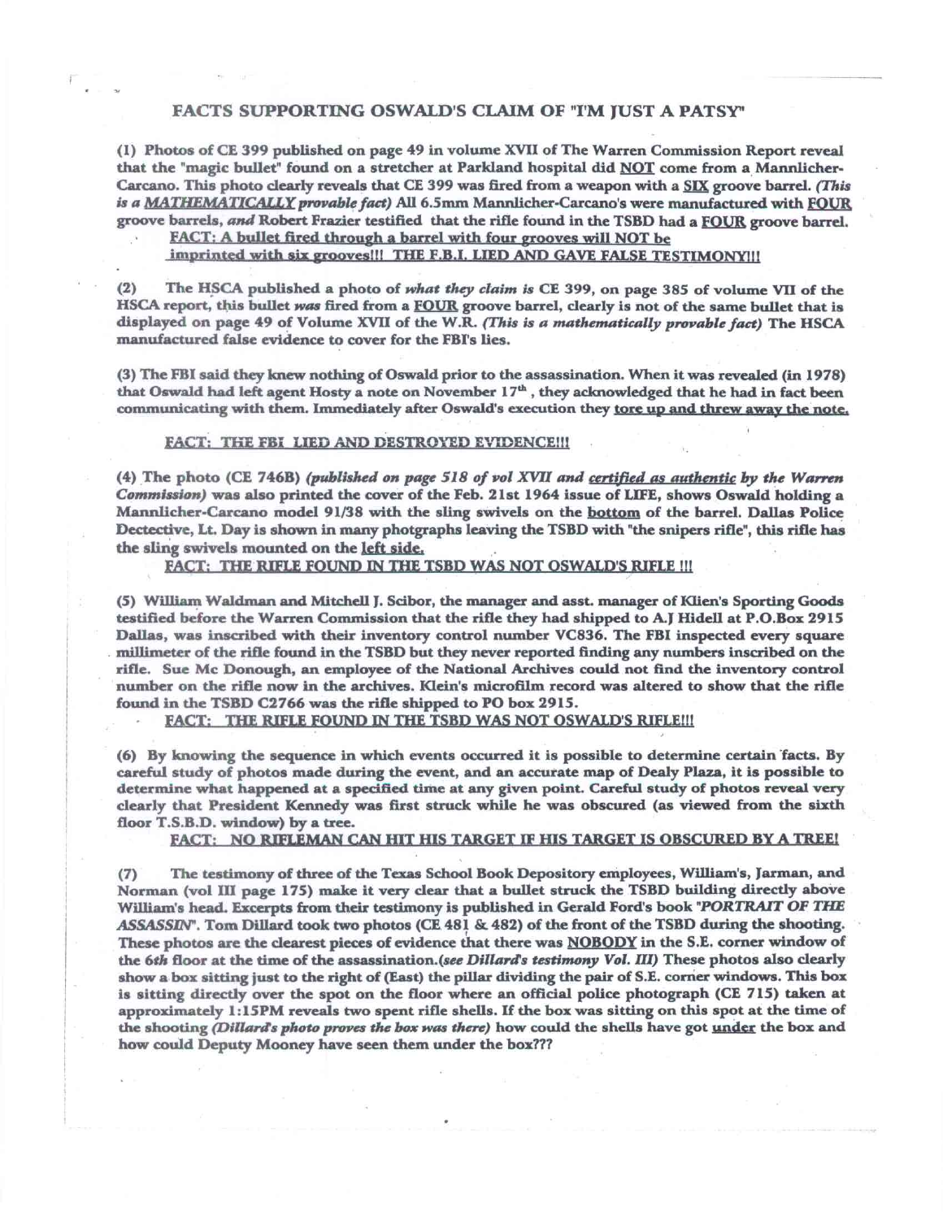## FACTS SUPPORTING OSWALD'S CLAIM OF "I'M JUST A PATSY"

(1) Photos of CE 399 published on page 49 in volume XVII of The Warren Commission Report reveal that the "magic bullet" found on a stretcher at Parkland hospital did NOT come from a Mannlicher-Carcano. This photo clearly reveals that CE 399 was fired from a weapon with a SIX groove barrel. *(This is a MATHEMATICALLY provable fact)* All 6.5mm Mannlicher-Carcano's were manufactured with FOUR groove barrels, *and* Robert Frazier testified that the rifle found in the TSBD had a FOUR groove barrel.

**FACT: A bullet fired through a barrel with four grooves will NOT be imprinted with six grooves!!! THE F.B.I. LIED AND GAVE FALSE TESTIMONY!!!**

(2) The HSCA published a photo of *what they claim is* CE 399, on page 385 of volume VII of the HSCA report, this bullet *was* fired from a FOUR groove barrel, clearly is not of the same bullet that is displayed on page 49 of Volume XVII of the W.R. *(This is a mathematically provable fact)* The HSCA manufactured false evidence to cover for the FBI's lies.

(3) The FBI said they knew nothing of Oswald prior to the assassination. When it was revealed (in 1978) that Oswald had left agent Hosty a note on November 17th, they acknowledged that he had in fact been communicating with them. Immediately after Oswald's execution they tore up and threw away the note.

**FACT: THE FBI LIED AND DESTROYED EVIDENCE!!!**

(4) The photo (CE 746B) *(published on page 518 of vol XVII and certified as authentic by the Warren Commission)* was also printed the cover of the Feb. 21st 1964 issue of LIFE, shows Oswald holding a Mannlicher-Carcano model 91/38 with the sling swivels on the bottom of the barrel. Dallas Police Dectective, Lt. Day is shown in many photgraphs leaving the TSBD with "the snipers rifle", this rifle has the sling swivels mounted on the left side.

**FACT: THE RIFLE FOUND IN THE TSBD WAS NOT OSWALD'S RIFLE !!!**

(5) William Waldman and Mitchell J. Scibor, the manager and asst. manager of Klien's Sporting Goods testified before the Warren Commission that the rifle they had shipped to A.J Hidell at P.O.Box 2915 Dallas, was inscribed with their inventory control number VC836. The FBI inspected every square millimeter of the rifle found in the TSBD but they never reported finding any numbers inscribed on the rifle. Sue Mc Donough, an employee of the National Archives could not find the inventory control number on the rifle now in the archives. Klein's microfilm record was altered to show that the rifle found in the TSBD C2766 was the rifle shipped to PO box 2915.

**FACT: THE RIFLE FOUND IN THE TSBD WAS NOT OSWALD'S RIFLE!!!**

(6) By knowing the sequence in which events occurred it is possible to determine certain facts. By careful study of photos made during the event, and an accurate map of Dealy Plaza, it is possible to determine what happened at a specified time at any given point. Careful study of photos reveal very clearly that President Kennedy was first struck while he was obscured (as viewed from the sixth floor T.S.B.D. window) by a tree.

**FACT: NO RIFLEMAN CAN HIT HIS TARGET IF HIS TARGET IS OBSCURED BY A TREE!**

(7) The testimony of three of the Texas School Book Depository employees, William's, Jarman, and Norman (vol III page 175) make it very clear that a bullet struck the TSBD building directly above William's head. Excerpts from their testimony is published in Gerald Ford's book *"PORTRAIT OF THE ASSASSIN"*. Tom Dillard took two photos (CE 481 & 482) of the front of the TSBD during the shooting. These photos are the clearest pieces of evidence that there was NOBODY in the S.E. corner window of the *6th* floor at the time of the assassination.*(see Dillard's testimony Vol. III)* These photos also clearly show a box sitting just to the right of (East) the pillar dividing the pair of S.E. corner windows. This box is sitting directly over the spot on the floor where an official police photograph (CE 715) taken at approximately 1:15PM reveals two spent rifle shells. If the box was sitting on this spot at the time of the shooting *(Dillard's photo proves the box was there)* how could the shells have got under the box and how could Deputy Mooney have seen them under the box???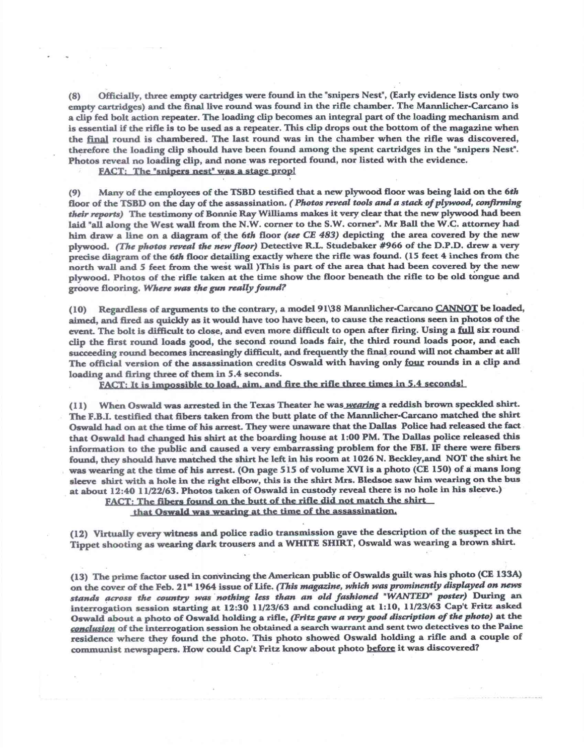**(8) Officially, three empty cartridges were found in the "snipers Nest", (Early evidence lists only two empty cartridges) and the final live round was found in the rifle chamber. The Mannlicher-Carcano is a clip fed bolt action repeater. The loading clip becomes an integral part of the loading mechanism and is essential if the rifle is to be used as a repeater. This clip drops out the bottom of the magazine when the <u>final</u> round is chambered. The last round was in the chamber when the rifle was discovered, therefore the loading clip should have been found among the spent cartridges in the "snipers Nest". Photos reveal no loading clip, and none was reported found, nor listed with the evidence.**

**<u>FACT: The "snipers nest" was a stage prop!</u>**

**(9) Many of the employees of the TSBD testified that a new plywood floor was being laid on the *6th* floor of the TSBD on the day of the assassination. *( Photos reveal tools and a stack of plywood, confirming their reports)* The testimony of Bonnie Ray Williams makes it very clear that the new plywood had been laid "all along the West wall from the N.W. corner to the S.W. corner". Mr Ball the W.C. attorney had him draw a line on a diagram of the *6th* floor *(see CE 483)* depicting the area covered by the new plywood. *(The photos reveal the new floor)* Detective R.L. Studebaker #966 of the D.P.D. drew a very precise diagram of the *6th* floor detailing exactly where the rifle was found. (15 feet 4 inches from the north wall and 5 feet from the west wall )This is part of the area that had been covered by the new plywood. Photos of the rifle taken at the time show the floor beneath the rifle to be old tongue and groove flooring. *Where was the gun really found?***

**(10) Regardless of arguments to the contrary, a model 91\38 Mannlicher-Carcano <u>CANNOT</u> be loaded, aimed, and fired as quickly as it would have too have been, to cause the reactions seen in photos of the event. The bolt is difficult to close, and even more difficult to open after firing. Using a <u>full</u> six round clip the first round loads good, the second round loads fair, the third round loads poor, and each succeeding round becomes increasingly difficult, and frequently the final round will not chamber at all! The official version of the assassination credits Oswald with having only <u>four</u> rounds in a clip and loading and firing three of them in 5.4 seconds.**

**<u>FACT: It is impossible to load, aim, and fire the rifle three times in 5.4 seconds!</u>**

**(11) When Oswald was arrested in the Texas Theater he was *<u>wearing</u>* a reddish brown speckled shirt. The F.B.I. testified that fibers taken from the butt plate of the Mannlicher-Carcano matched the shirt Oswald had on at the time of his arrest. They were unaware that the Dallas Police had released the fact that Oswald had changed his shirt at the boarding house at 1:00 PM. The Dallas police released this information to the public and caused a very embarrassing problem for the FBI. IF there were fibers found, they should have matched the shirt he left in his room at 1026 N. Beckley,and NOT the shirt he was wearing at the time of his arrest. (On page 515 of volume XVI is a photo (CE 150) of a mans long sleeve shirt with a hole in the right elbow, this is the shirt Mrs. Bledsoe saw him wearing on the bus at about 12:40 11/22/63. Photos taken of Oswald in custody reveal there is no hole in his sleeve.)**

**<u>FACT: The fibers found on the butt of the rifle did not match the shirt that Oswald was wearing at the time of the assassination.</u>**

**(12) Virtually every witness and police radio transmission gave the description of the suspect in the Tippet shooting as wearing dark trousers and a WHITE SHIRT, Oswald was wearing a brown shirt.**

**(13) The prime factor used in convincing the American public of Oswalds guilt was his photo (CE 133A) on the cover of the Feb. 21st 1964 issue of Life. *(This magazine, which was prominently displayed on news stands across the country was nothing less than an old fashioned "WANTED" poster)* During an interrogation session starting at 12:30 11/23/63 and concluding at 1:10, 11/23/63 Cap't Fritz asked Oswald about a photo of Oswald holding a rifle, *(Fritz gave a very good discription of the photo)* at the *<u>conclusion</u>* of the interrogation session he obtained a search warrant and sent two detectives to the Paine residence where they found the photo. This photo showed Oswald holding a rifle and a couple of communist newspapers. How could Cap't Fritz know about photo <u>before</u> it was discovered?**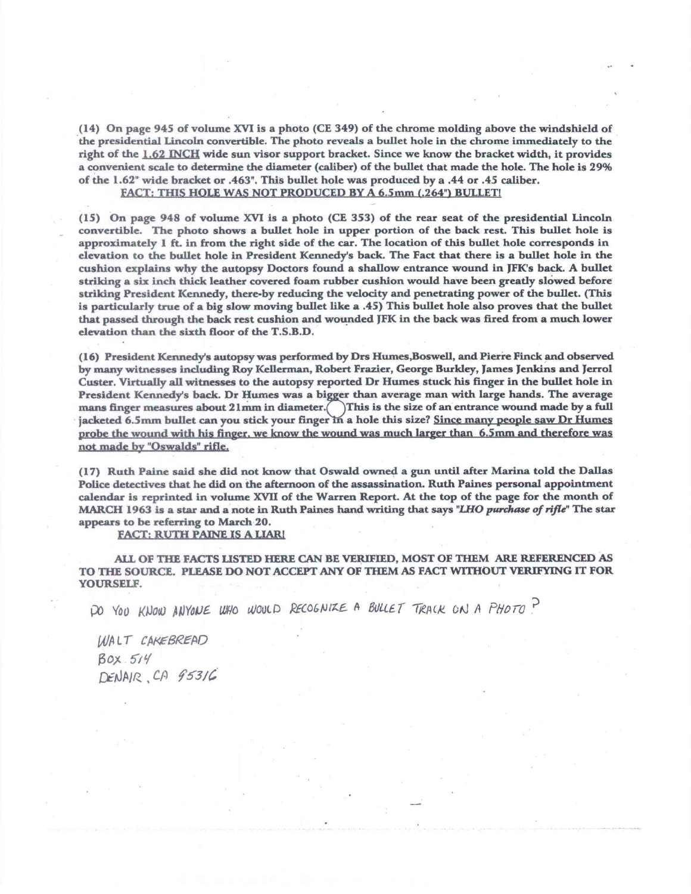**(14) On page 945 of volume XVI is a photo (CE 349) of the chrome molding above the windshield of the presidential Lincoln convertible. The photo reveals a bullet hole in the chrome immediately to the right of the 1.62 INCH wide sun visor support bracket. Since we know the bracket width, it provides a convenient scale to determine the diameter (caliber) of the bullet that made the hole. The hole is 29% of the 1.62" wide bracket or .463". This bullet hole was produced by a .44 or .45 caliber.**

**FACT: THIS HOLE WAS NOT PRODUCED BY A 6.5mm (.264") BULLET!**

**(15) On page 948 of volume XVI is a photo (CE 353) of the rear seat of the presidential Lincoln convertible. The photo shows a bullet hole in upper portion of the back rest. This bullet hole is approximately 1 ft. in from the right side of the car. The location of this bullet hole corresponds in elevation to the bullet hole in President Kennedy's back. The Fact that there is a bullet hole in the cushion explains why the autopsy Doctors found a shallow entrance wound in JFK's back. A bullet striking a six inch thick leather covered foam rubber cushion would have been greatly slowed before striking President Kennedy, there-by reducing the velocity and penetrating power of the bullet. (This is particularly true of a big slow moving bullet like a .45) This bullet hole also proves that the bullet that passed through the back rest cushion and wounded JFK in the back was fired from a much lower elevation than the sixth floor of the T.S.B.D.**

**(16) President Kennedy's autopsy was performed by Drs Humes,Boswell, and Pierre Finck and observed by many witnesses including Roy Kellerman, Robert Frazier, George Burkley, James Jenkins and Jerrol Custer. Virtually all witnesses to the autopsy reported Dr Humes stuck his finger in the bullet hole in President Kennedy's back. Dr Humes was a bigger than average man with large hands. The average mans finger measures about 21mm in diameter. ◯ This is the size of an entrance wound made by a full jacketed 6.5mm bullet can you stick your finger in a hole this size? Since many people saw Dr Humes probe the wound with his finger, we know the wound was much larger than 6.5mm and therefore was not made by "Oswalds" rifle.**

**(17) Ruth Paine said she did not know that Oswald owned a gun until after Marina told the Dallas Police detectives that he did on the afternoon of the assassination. Ruth Paines personal appointment calendar is reprinted in volume XVII of the Warren Report. At the top of the page for the month of MARCH 1963 is a star and a note in Ruth Paines hand writing that says "*LHO purchase of rifle*" The star appears to be referring to March 20.**

**FACT: RUTH PAINE IS A LIAR!**

**ALL OF THE FACTS LISTED HERE CAN BE VERIFIED, MOST OF THEM ARE REFERENCED AS TO THE SOURCE. PLEASE DO NOT ACCEPT ANY OF THEM AS FACT WITHOUT VERIFYING IT FOR YOURSELF.**

DO YOU KNOW ANYONE WHO WOULD RECOGNIZE A BULLET TRACK ON A PHOTO?

WALT CAKEBREAD
BOX 514
DENAIR, CA 95316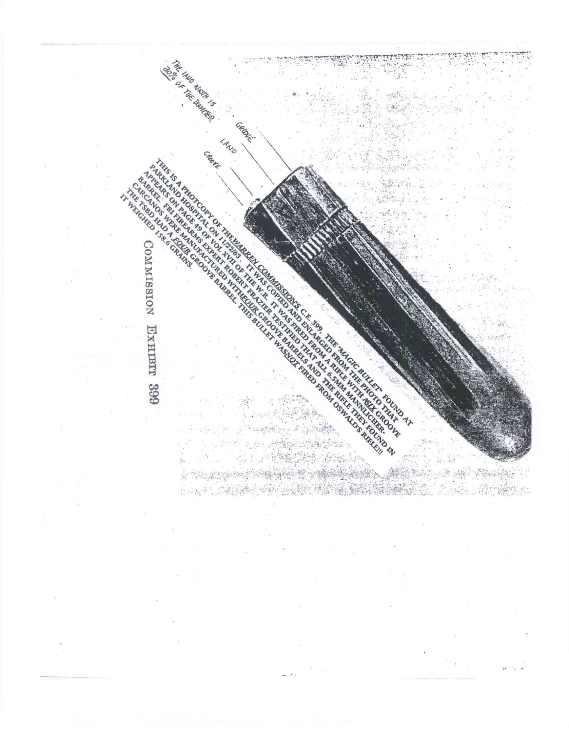THE LAND WIDTH IS 30% OF THE DIAMETER

GROOVE

LAND

GROOVE

THIS IS A PHOTCOPY OF THE WARREN COMMISSION'S C.E. 399, THE 'MAGIC BULLET' FOUND AT PARKLAND HOSPITAL ON 11/22/63. IT WAS COPIED AND ENLARGED FROM THE PHOTO THAT APPEARS ON PAGE 49 OF VOL XVII OF THE W.R. IT WAS FIRED FROM A RIFLE WITH A SIX GROOVE BARREL. FBI FIREARMS EXPERT ROBERT FRAZIER TESTIFIED THAT ALL 6.5MM MANNLICHER-CARCANOS WERE MANUFACTURED WITH FOUR GROOVE BARRELS AND THE RIFLE THEY FOUND IN THE TSBD HAD A FOUR GROOVE BARREL. THIS BULLET WAS NOT FIRED FROM OSWALD'S RIFLE!!! IT WEIGHED 158.6 GRAINS.

COMMISSION EXHIBIT 399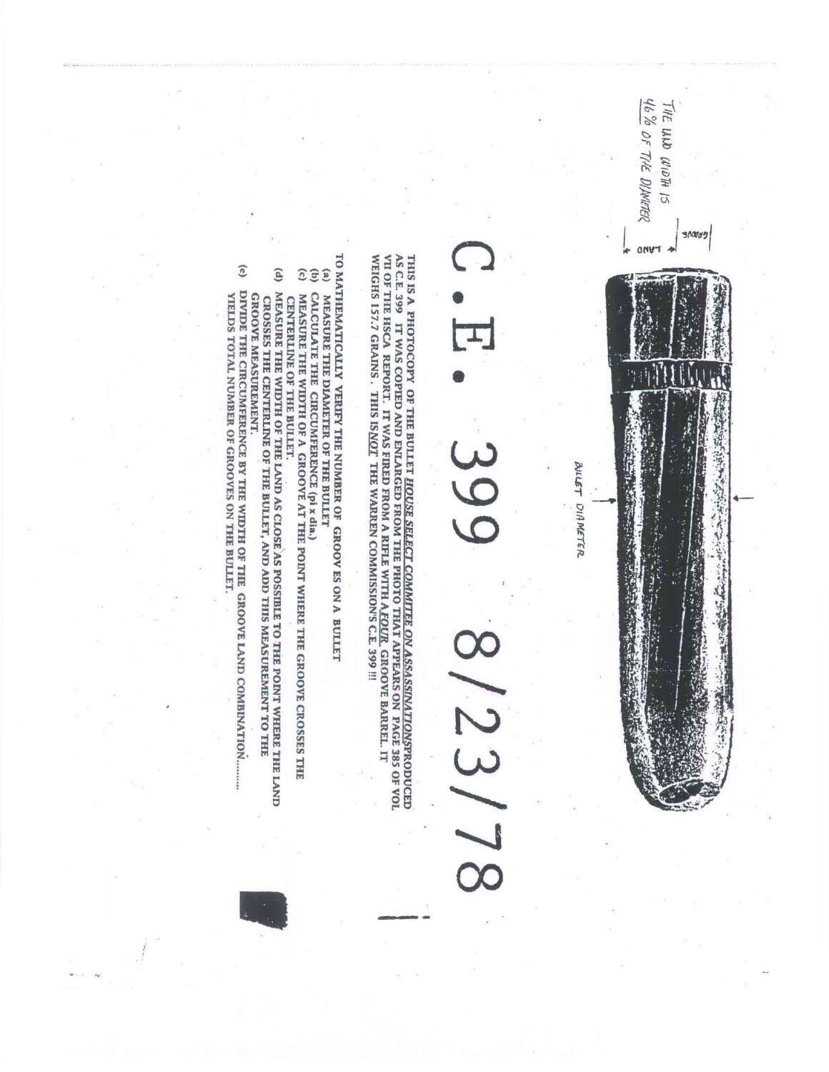THE LAND WIDTH IS 46% OF THE DIAMETER

GROOVE

LAND

BULLET DIAMETER

# C.E. 399 8/23/78

THIS IS A PHOTOCOPY OF THE BULLET *HOUSE SELECT COMMITEE ON ASSASSINATIONS* PRODUCED AS C.E. 399 IT WAS COPIED AND ENLARGED FROM THE PHOTO THAT APPEARS ON PAGE 385 OF VOL VII OF THE HSCA REPORT. IT WAS FIRED FROM A RIFLE WITH A FOUR GROOVE BARREL. IT WEIGHS 157.7 GRAINS. THIS IS NOT THE WARREN COMMISSION'S C.E. 399 !!!

TO MATHEMATICALLY VERIFY THE NUMBER OF GROOV ES ON A BULLET

(a) MEASURE THE DIAMETER OF THE BULLET
(b) CALCULATE THE CIRCUMFERENCE (pi x dia.)
(c) MEASURE THE WIDTH OF A GROOVE AT THE POINT WHERE THE GROOVE CROSSES THE CENTERLINE OF THE BULLET.
(d) MEASURE THE WIDTH OF THE LAND AS CLOSE AS POSSIBLE TO THE POINT WHERE THE LAND CROSSES THE CENTERLINE OF THE BULLET, AND ADD THIS MEASUREMENT TO THE GROOVE MEASUREMENT.
(e) DIVIDE THE CIRCUMFERENCE BY THE WIDTH OF THE GROOVE LAND COMBINATION.......... YIELDS TOTAL NUMBER OF GROOVES ON THE BULLET.